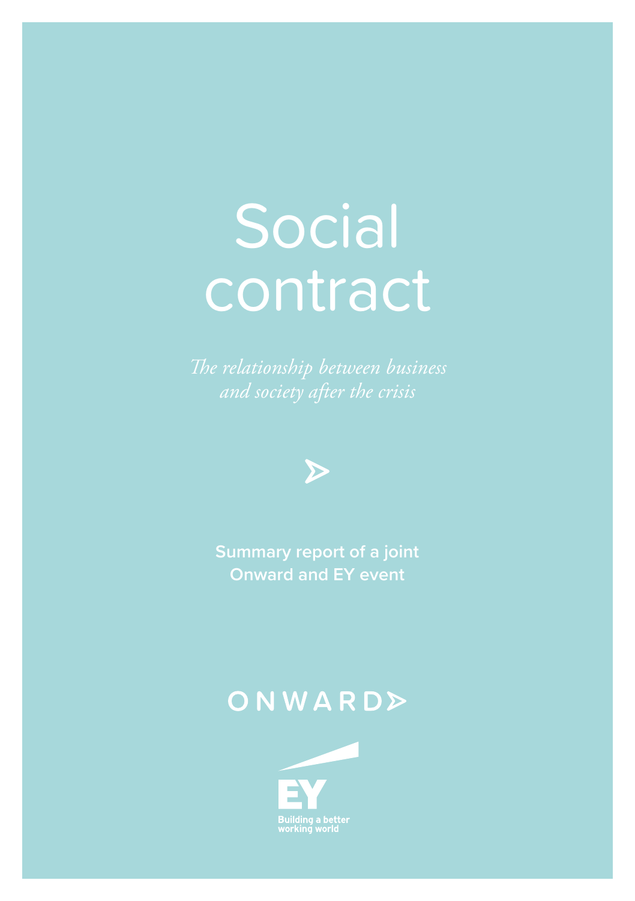# Social contract

*The relationship between business and society after the crisis*

**Summary report of a joint Onward and EY event**

ONWARD

EY

Building a better working world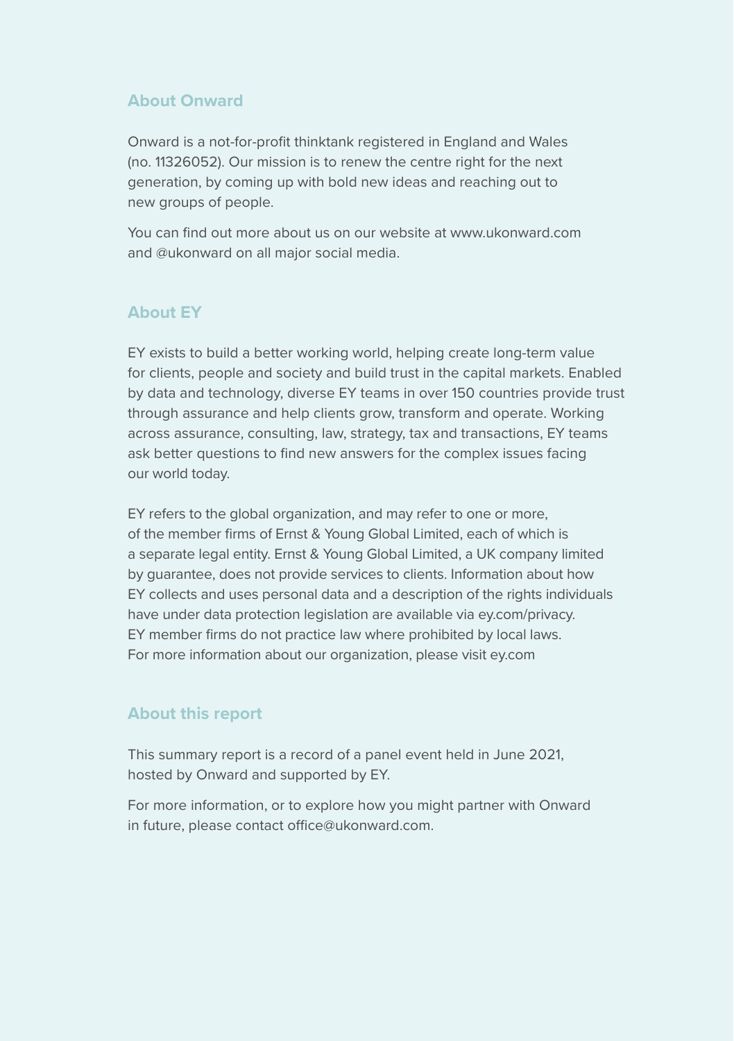## About Onward

Onward is a not-for-profit thinktank registered in England and Wales (no. 11326052). Our mission is to renew the centre right for the next generation, by coming up with bold new ideas and reaching out to new groups of people.

You can find out more about us on our website at www.ukonward.com and @ukonward on all major social media.

## About EY

EY exists to build a better working world, helping create long-term value for clients, people and society and build trust in the capital markets. Enabled by data and technology, diverse EY teams in over 150 countries provide trust through assurance and help clients grow, transform and operate. Working across assurance, consulting, law, strategy, tax and transactions, EY teams ask better questions to find new answers for the complex issues facing our world today.

EY refers to the global organization, and may refer to one or more, of the member firms of Ernst & Young Global Limited, each of which is a separate legal entity. Ernst & Young Global Limited, a UK company limited by guarantee, does not provide services to clients. Information about how EY collects and uses personal data and a description of the rights individuals have under data protection legislation are available via ey.com/privacy. EY member firms do not practice law where prohibited by local laws. For more information about our organization, please visit ey.com

## About this report

This summary report is a record of a panel event held in June 2021, hosted by Onward and supported by EY.

For more information, or to explore how you might partner with Onward in future, please contact office@ukonward.com.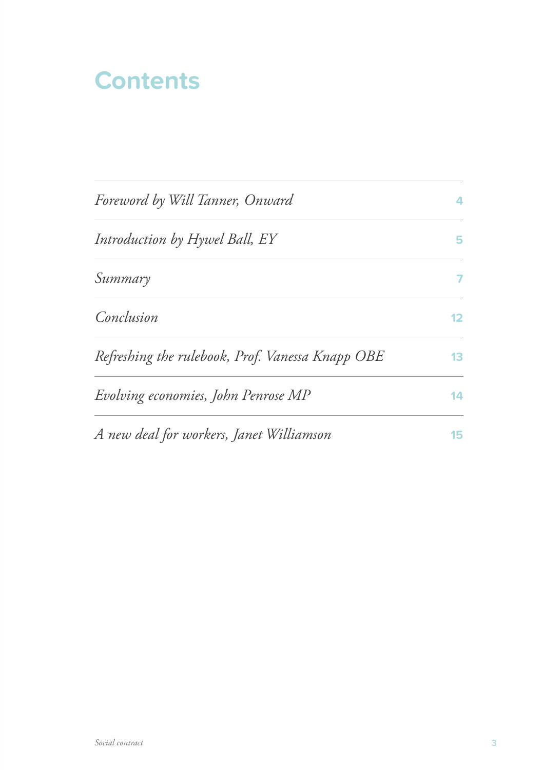# Contents

| | |
|---|---|
| *Foreword by Will Tanner, Onward* | 4 |
| *Introduction by Hywel Ball, EY* | 5 |
| *Summary* | 7 |
| *Conclusion* | 12 |
| *Refreshing the rulebook, Prof. Vanessa Knapp OBE* | 13 |
| *Evolving economies, John Penrose MP* | 14 |
| *A new deal for workers, Janet Williamson* | 15 |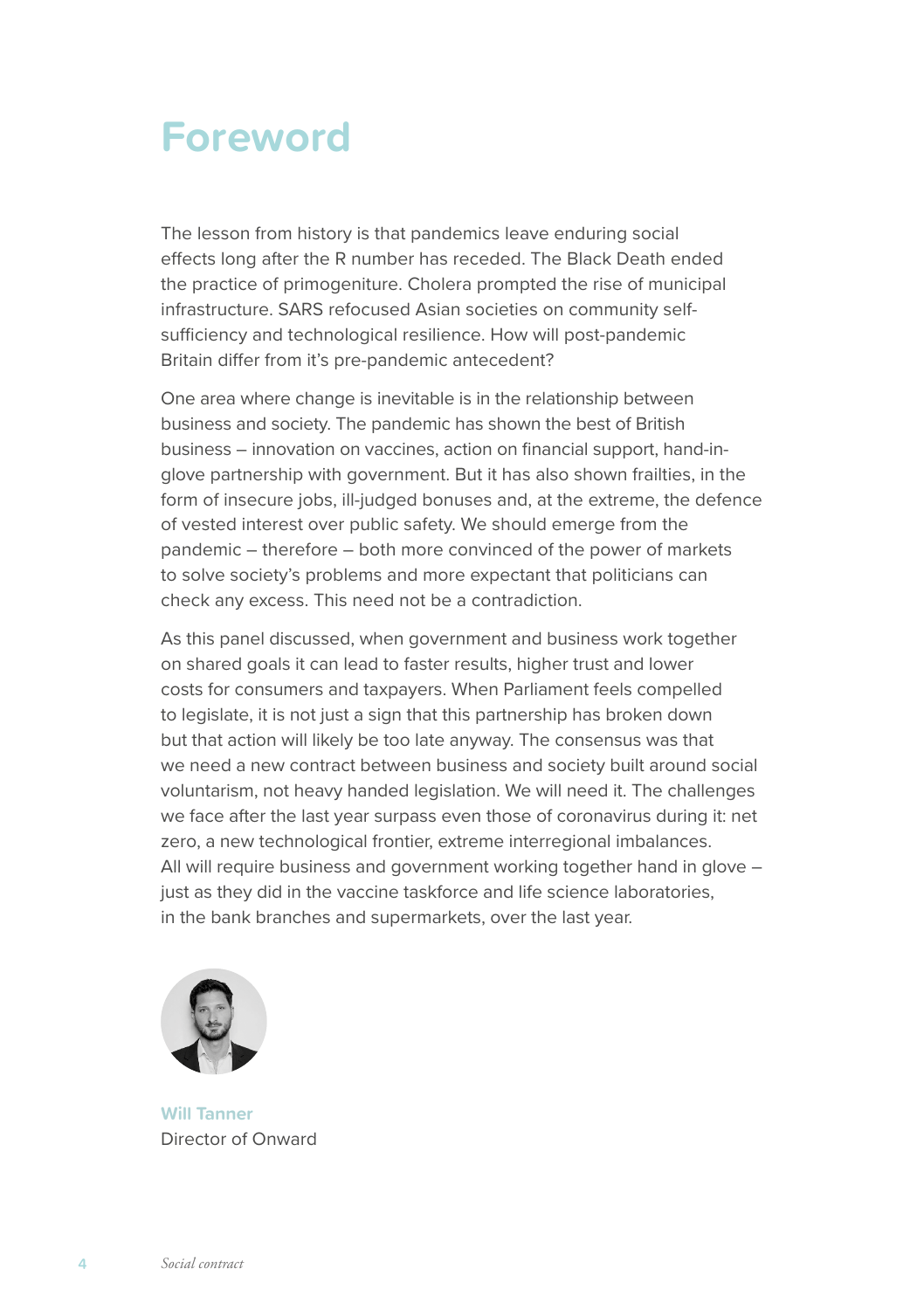# Foreword

The lesson from history is that pandemics leave enduring social effects long after the R number has receded. The Black Death ended the practice of primogeniture. Cholera prompted the rise of municipal infrastructure. SARS refocused Asian societies on community self-sufficiency and technological resilience. How will post-pandemic Britain differ from it's pre-pandemic antecedent?

One area where change is inevitable is in the relationship between business and society. The pandemic has shown the best of British business – innovation on vaccines, action on financial support, hand-in-glove partnership with government. But it has also shown frailties, in the form of insecure jobs, ill-judged bonuses and, at the extreme, the defence of vested interest over public safety. We should emerge from the pandemic – therefore – both more convinced of the power of markets to solve society's problems and more expectant that politicians can check any excess. This need not be a contradiction.

As this panel discussed, when government and business work together on shared goals it can lead to faster results, higher trust and lower costs for consumers and taxpayers. When Parliament feels compelled to legislate, it is not just a sign that this partnership has broken down but that action will likely be too late anyway. The consensus was that we need a new contract between business and society built around social voluntarism, not heavy handed legislation. We will need it. The challenges we face after the last year surpass even those of coronavirus during it: net zero, a new technological frontier, extreme interregional imbalances. All will require business and government working together hand in glove – just as they did in the vaccine taskforce and life science laboratories, in the bank branches and supermarkets, over the last year.

**Will Tanner**
Director of Onward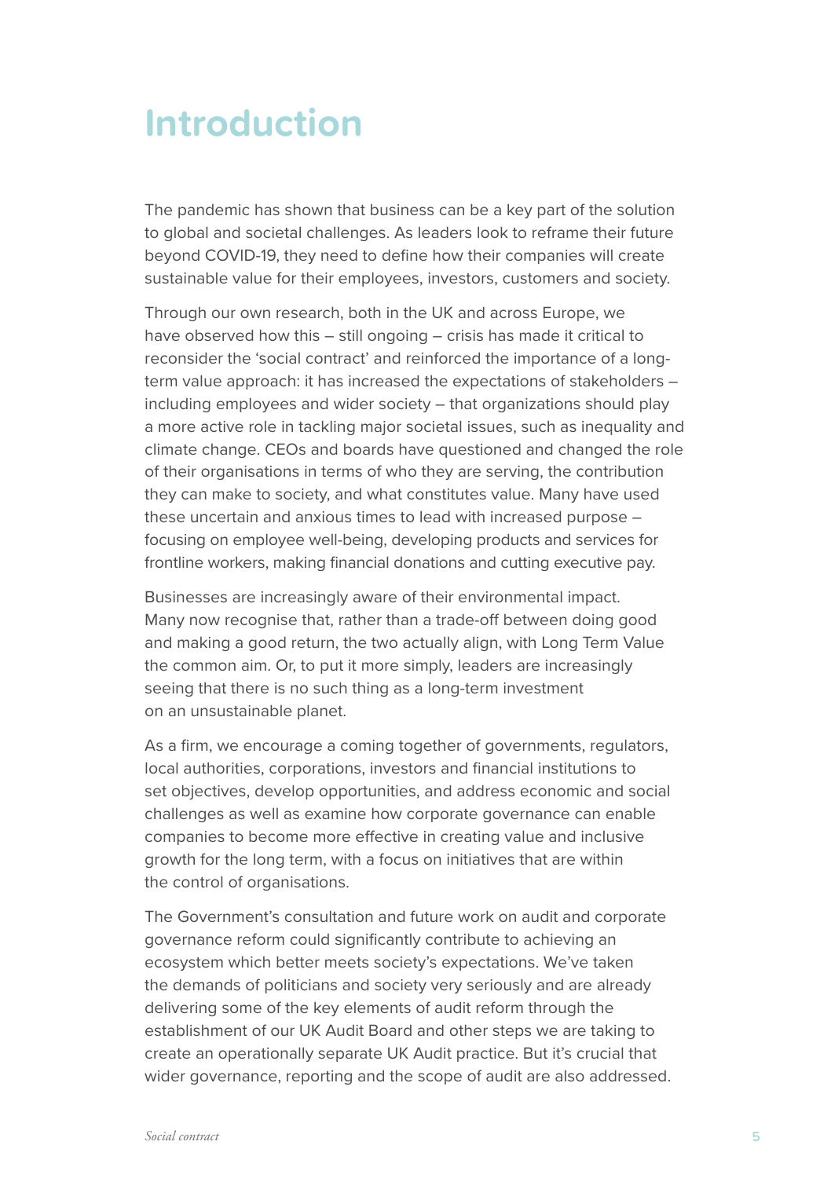# Introduction

The pandemic has shown that business can be a key part of the solution to global and societal challenges. As leaders look to reframe their future beyond COVID-19, they need to define how their companies will create sustainable value for their employees, investors, customers and society.

Through our own research, both in the UK and across Europe, we have observed how this – still ongoing – crisis has made it critical to reconsider the 'social contract' and reinforced the importance of a long-term value approach: it has increased the expectations of stakeholders – including employees and wider society – that organizations should play a more active role in tackling major societal issues, such as inequality and climate change. CEOs and boards have questioned and changed the role of their organisations in terms of who they are serving, the contribution they can make to society, and what constitutes value. Many have used these uncertain and anxious times to lead with increased purpose – focusing on employee well-being, developing products and services for frontline workers, making financial donations and cutting executive pay.

Businesses are increasingly aware of their environmental impact. Many now recognise that, rather than a trade-off between doing good and making a good return, the two actually align, with Long Term Value the common aim. Or, to put it more simply, leaders are increasingly seeing that there is no such thing as a long-term investment on an unsustainable planet.

As a firm, we encourage a coming together of governments, regulators, local authorities, corporations, investors and financial institutions to set objectives, develop opportunities, and address economic and social challenges as well as examine how corporate governance can enable companies to become more effective in creating value and inclusive growth for the long term, with a focus on initiatives that are within the control of organisations.

The Government's consultation and future work on audit and corporate governance reform could significantly contribute to achieving an ecosystem which better meets society's expectations. We've taken the demands of politicians and society very seriously and are already delivering some of the key elements of audit reform through the establishment of our UK Audit Board and other steps we are taking to create an operationally separate UK Audit practice. But it's crucial that wider governance, reporting and the scope of audit are also addressed.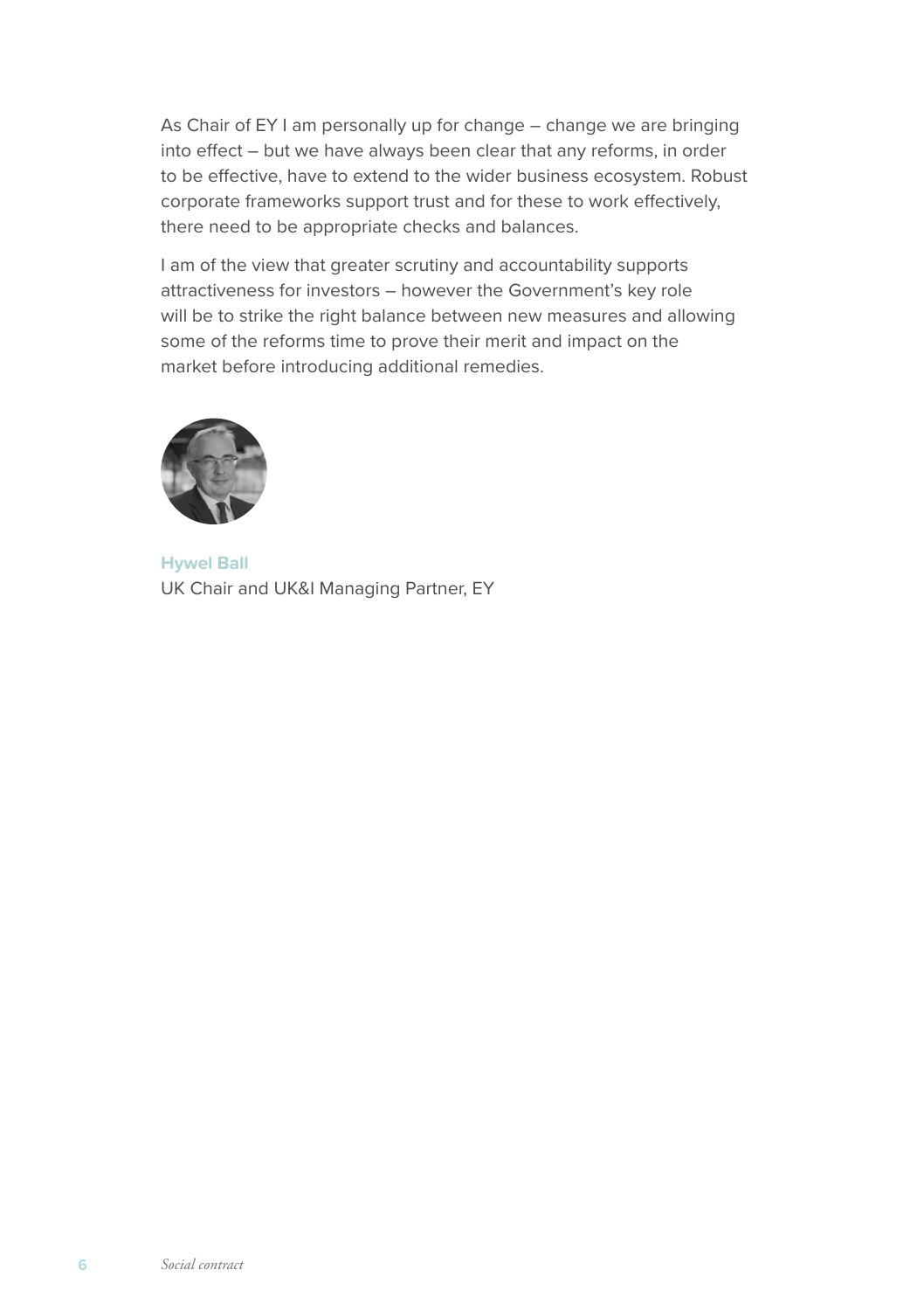As Chair of EY I am personally up for change – change we are bringing into effect – but we have always been clear that any reforms, in order to be effective, have to extend to the wider business ecosystem. Robust corporate frameworks support trust and for these to work effectively, there need to be appropriate checks and balances.

I am of the view that greater scrutiny and accountability supports attractiveness for investors – however the Government's key role will be to strike the right balance between new measures and allowing some of the reforms time to prove their merit and impact on the market before introducing additional remedies.

**Hywel Ball**
UK Chair and UK&I Managing Partner, EY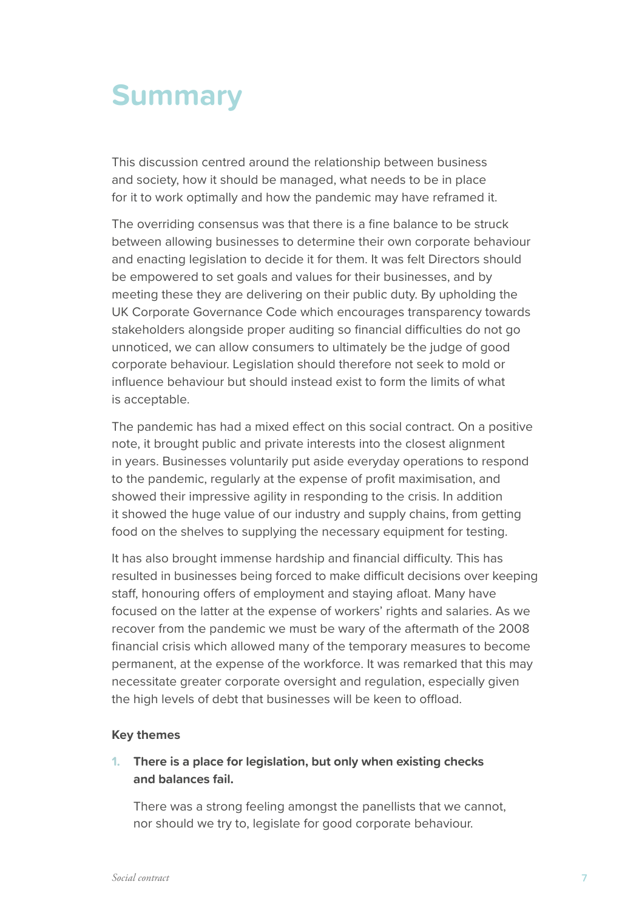# Summary

This discussion centred around the relationship between business and society, how it should be managed, what needs to be in place for it to work optimally and how the pandemic may have reframed it.

The overriding consensus was that there is a fine balance to be struck between allowing businesses to determine their own corporate behaviour and enacting legislation to decide it for them. It was felt Directors should be empowered to set goals and values for their businesses, and by meeting these they are delivering on their public duty. By upholding the UK Corporate Governance Code which encourages transparency towards stakeholders alongside proper auditing so financial difficulties do not go unnoticed, we can allow consumers to ultimately be the judge of good corporate behaviour. Legislation should therefore not seek to mold or influence behaviour but should instead exist to form the limits of what is acceptable.

The pandemic has had a mixed effect on this social contract. On a positive note, it brought public and private interests into the closest alignment in years. Businesses voluntarily put aside everyday operations to respond to the pandemic, regularly at the expense of profit maximisation, and showed their impressive agility in responding to the crisis. In addition it showed the huge value of our industry and supply chains, from getting food on the shelves to supplying the necessary equipment for testing.

It has also brought immense hardship and financial difficulty. This has resulted in businesses being forced to make difficult decisions over keeping staff, honouring offers of employment and staying afloat. Many have focused on the latter at the expense of workers' rights and salaries. As we recover from the pandemic we must be wary of the aftermath of the 2008 financial crisis which allowed many of the temporary measures to become permanent, at the expense of the workforce. It was remarked that this may necessitate greater corporate oversight and regulation, especially given the high levels of debt that businesses will be keen to offload.

**Key themes**

1. **There is a place for legislation, but only when existing checks and balances fail.**

   There was a strong feeling amongst the panellists that we cannot, nor should we try to, legislate for good corporate behaviour.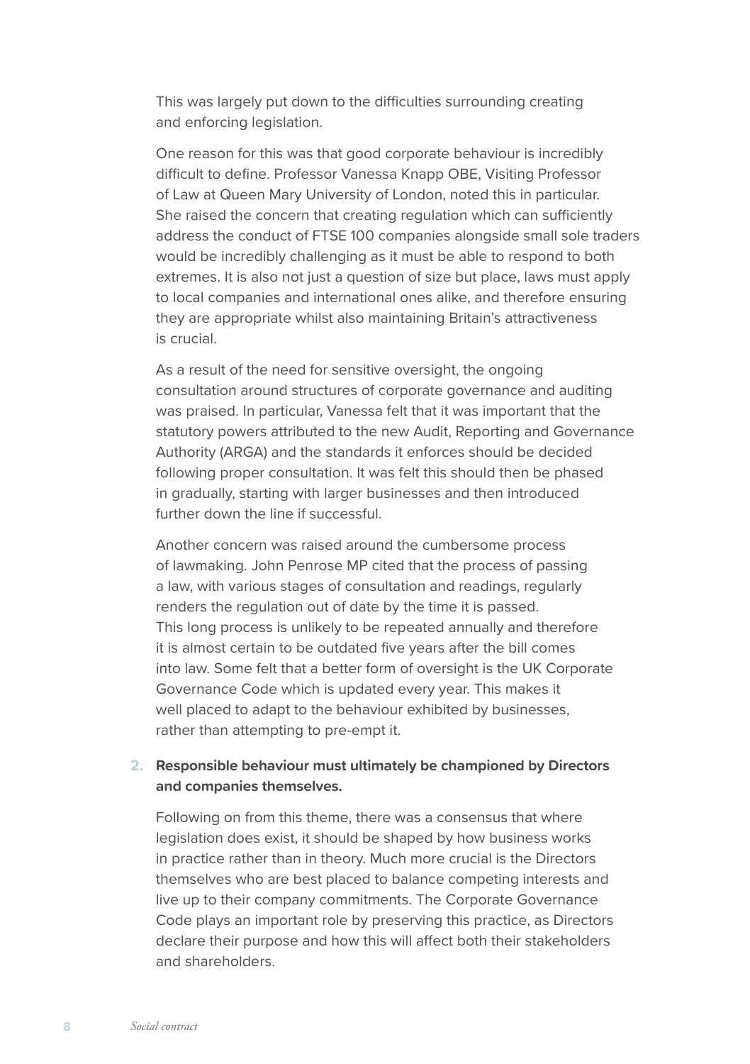This was largely put down to the difficulties surrounding creating and enforcing legislation.

One reason for this was that good corporate behaviour is incredibly difficult to define. Professor Vanessa Knapp OBE, Visiting Professor of Law at Queen Mary University of London, noted this in particular. She raised the concern that creating regulation which can sufficiently address the conduct of FTSE 100 companies alongside small sole traders would be incredibly challenging as it must be able to respond to both extremes. It is also not just a question of size but place, laws must apply to local companies and international ones alike, and therefore ensuring they are appropriate whilst also maintaining Britain's attractiveness is crucial.

As a result of the need for sensitive oversight, the ongoing consultation around structures of corporate governance and auditing was praised. In particular, Vanessa felt that it was important that the statutory powers attributed to the new Audit, Reporting and Governance Authority (ARGA) and the standards it enforces should be decided following proper consultation. It was felt this should then be phased in gradually, starting with larger businesses and then introduced further down the line if successful.

Another concern was raised around the cumbersome process of lawmaking. John Penrose MP cited that the process of passing a law, with various stages of consultation and readings, regularly renders the regulation out of date by the time it is passed. This long process is unlikely to be repeated annually and therefore it is almost certain to be outdated five years after the bill comes into law. Some felt that a better form of oversight is the UK Corporate Governance Code which is updated every year. This makes it well placed to adapt to the behaviour exhibited by businesses, rather than attempting to pre-empt it.

2. **Responsible behaviour must ultimately be championed by Directors and companies themselves.**

   Following on from this theme, there was a consensus that where legislation does exist, it should be shaped by how business works in practice rather than in theory. Much more crucial is the Directors themselves who are best placed to balance competing interests and live up to their company commitments. The Corporate Governance Code plays an important role by preserving this practice, as Directors declare their purpose and how this will affect both their stakeholders and shareholders.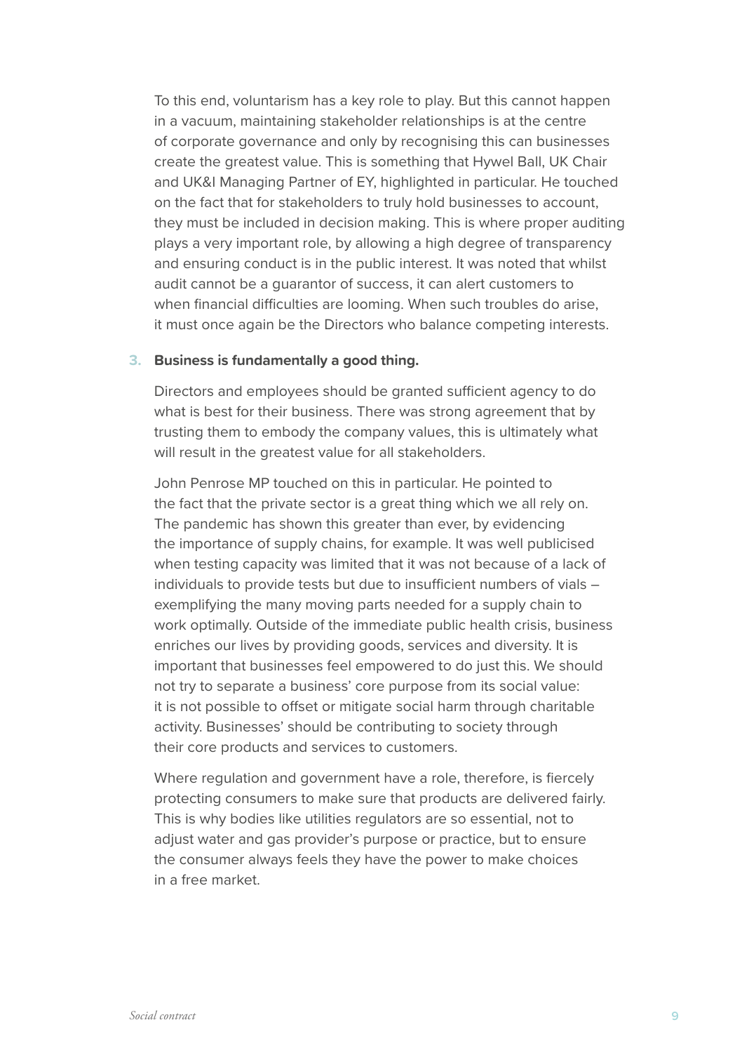To this end, voluntarism has a key role to play. But this cannot happen in a vacuum, maintaining stakeholder relationships is at the centre of corporate governance and only by recognising this can businesses create the greatest value. This is something that Hywel Ball, UK Chair and UK&I Managing Partner of EY, highlighted in particular. He touched on the fact that for stakeholders to truly hold businesses to account, they must be included in decision making. This is where proper auditing plays a very important role, by allowing a high degree of transparency and ensuring conduct is in the public interest. It was noted that whilst audit cannot be a guarantor of success, it can alert customers to when financial difficulties are looming. When such troubles do arise, it must once again be the Directors who balance competing interests.

3. **Business is fundamentally a good thing.**

   Directors and employees should be granted sufficient agency to do what is best for their business. There was strong agreement that by trusting them to embody the company values, this is ultimately what will result in the greatest value for all stakeholders.

   John Penrose MP touched on this in particular. He pointed to the fact that the private sector is a great thing which we all rely on. The pandemic has shown this greater than ever, by evidencing the importance of supply chains, for example. It was well publicised when testing capacity was limited that it was not because of a lack of individuals to provide tests but due to insufficient numbers of vials – exemplifying the many moving parts needed for a supply chain to work optimally. Outside of the immediate public health crisis, business enriches our lives by providing goods, services and diversity. It is important that businesses feel empowered to do just this. We should not try to separate a business' core purpose from its social value: it is not possible to offset or mitigate social harm through charitable activity. Businesses' should be contributing to society through their core products and services to customers.

   Where regulation and government have a role, therefore, is fiercely protecting consumers to make sure that products are delivered fairly. This is why bodies like utilities regulators are so essential, not to adjust water and gas provider's purpose or practice, but to ensure the consumer always feels they have the power to make choices in a free market.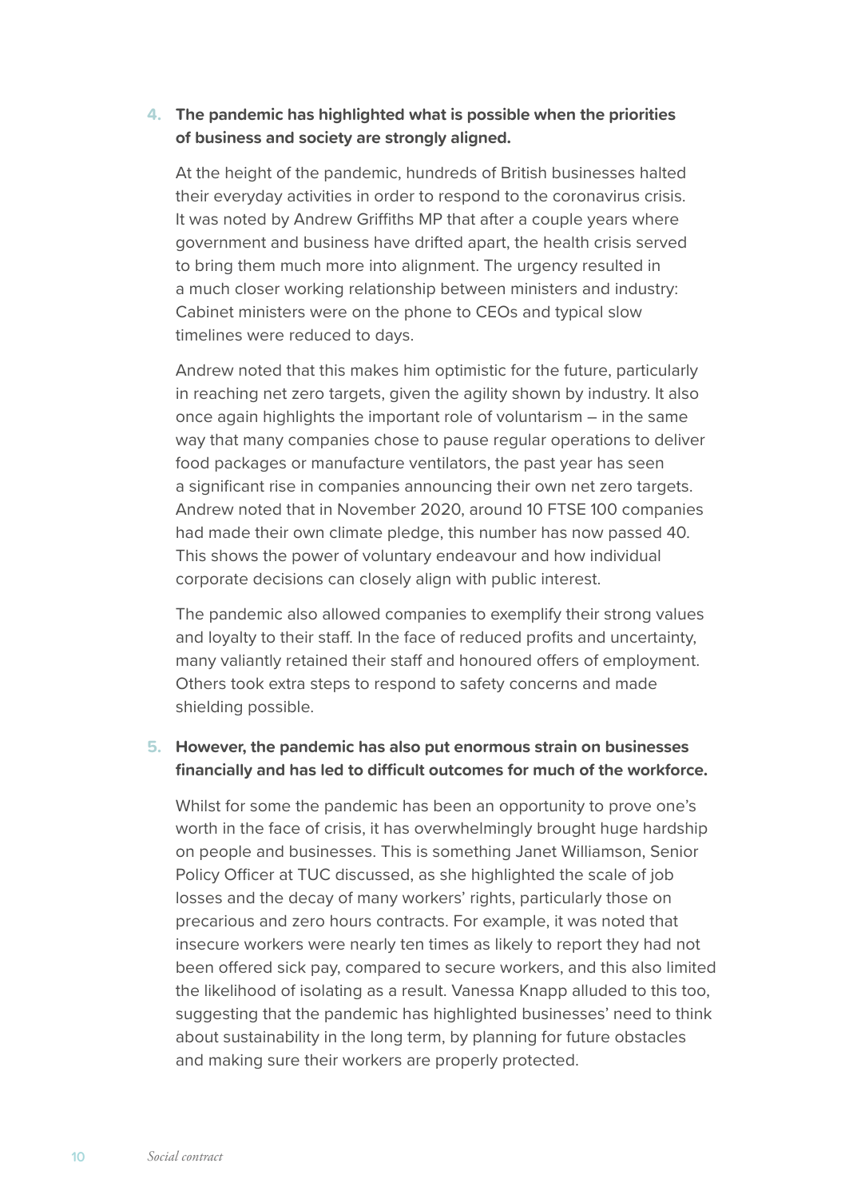4. **The pandemic has highlighted what is possible when the priorities of business and society are strongly aligned.**

   At the height of the pandemic, hundreds of British businesses halted their everyday activities in order to respond to the coronavirus crisis. It was noted by Andrew Griffiths MP that after a couple years where government and business have drifted apart, the health crisis served to bring them much more into alignment. The urgency resulted in a much closer working relationship between ministers and industry: Cabinet ministers were on the phone to CEOs and typical slow timelines were reduced to days.

   Andrew noted that this makes him optimistic for the future, particularly in reaching net zero targets, given the agility shown by industry. It also once again highlights the important role of voluntarism – in the same way that many companies chose to pause regular operations to deliver food packages or manufacture ventilators, the past year has seen a significant rise in companies announcing their own net zero targets. Andrew noted that in November 2020, around 10 FTSE 100 companies had made their own climate pledge, this number has now passed 40. This shows the power of voluntary endeavour and how individual corporate decisions can closely align with public interest.

   The pandemic also allowed companies to exemplify their strong values and loyalty to their staff. In the face of reduced profits and uncertainty, many valiantly retained their staff and honoured offers of employment. Others took extra steps to respond to safety concerns and made shielding possible.

5. **However, the pandemic has also put enormous strain on businesses financially and has led to difficult outcomes for much of the workforce.**

   Whilst for some the pandemic has been an opportunity to prove one's worth in the face of crisis, it has overwhelmingly brought huge hardship on people and businesses. This is something Janet Williamson, Senior Policy Officer at TUC discussed, as she highlighted the scale of job losses and the decay of many workers' rights, particularly those on precarious and zero hours contracts. For example, it was noted that insecure workers were nearly ten times as likely to report they had not been offered sick pay, compared to secure workers, and this also limited the likelihood of isolating as a result. Vanessa Knapp alluded to this too, suggesting that the pandemic has highlighted businesses' need to think about sustainability in the long term, by planning for future obstacles and making sure their workers are properly protected.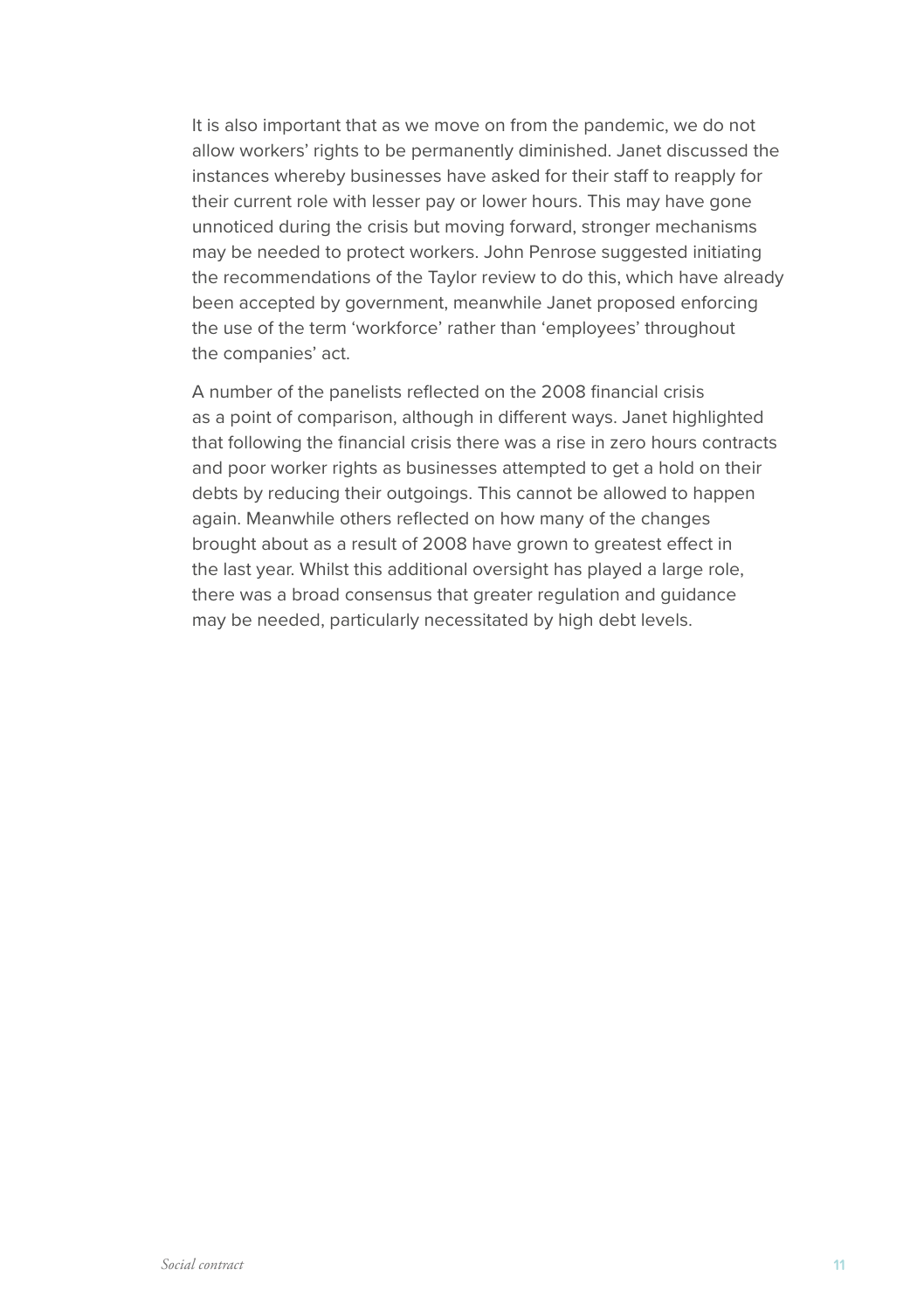It is also important that as we move on from the pandemic, we do not allow workers' rights to be permanently diminished. Janet discussed the instances whereby businesses have asked for their staff to reapply for their current role with lesser pay or lower hours. This may have gone unnoticed during the crisis but moving forward, stronger mechanisms may be needed to protect workers. John Penrose suggested initiating the recommendations of the Taylor review to do this, which have already been accepted by government, meanwhile Janet proposed enforcing the use of the term 'workforce' rather than 'employees' throughout the companies' act.

A number of the panelists reflected on the 2008 financial crisis as a point of comparison, although in different ways. Janet highlighted that following the financial crisis there was a rise in zero hours contracts and poor worker rights as businesses attempted to get a hold on their debts by reducing their outgoings. This cannot be allowed to happen again. Meanwhile others reflected on how many of the changes brought about as a result of 2008 have grown to greatest effect in the last year. Whilst this additional oversight has played a large role, there was a broad consensus that greater regulation and guidance may be needed, particularly necessitated by high debt levels.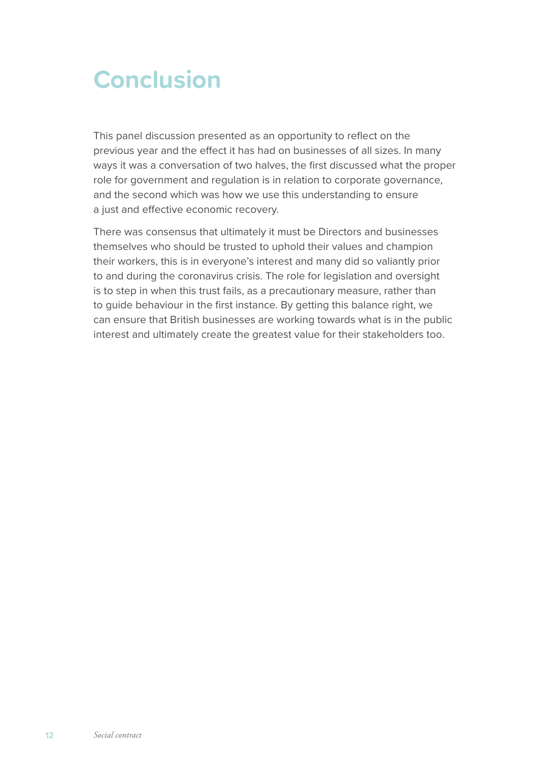# Conclusion

This panel discussion presented as an opportunity to reflect on the previous year and the effect it has had on businesses of all sizes. In many ways it was a conversation of two halves, the first discussed what the proper role for government and regulation is in relation to corporate governance, and the second which was how we use this understanding to ensure a just and effective economic recovery.

There was consensus that ultimately it must be Directors and businesses themselves who should be trusted to uphold their values and champion their workers, this is in everyone's interest and many did so valiantly prior to and during the coronavirus crisis. The role for legislation and oversight is to step in when this trust fails, as a precautionary measure, rather than to guide behaviour in the first instance. By getting this balance right, we can ensure that British businesses are working towards what is in the public interest and ultimately create the greatest value for their stakeholders too.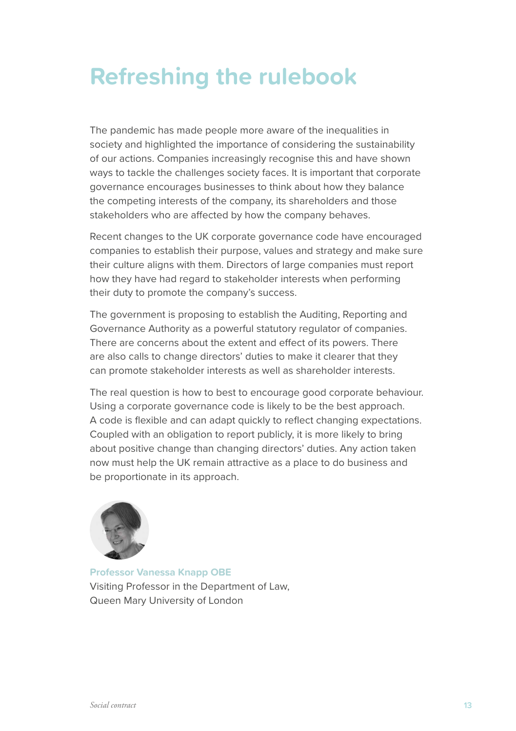# Refreshing the rulebook

The pandemic has made people more aware of the inequalities in society and highlighted the importance of considering the sustainability of our actions. Companies increasingly recognise this and have shown ways to tackle the challenges society faces. It is important that corporate governance encourages businesses to think about how they balance the competing interests of the company, its shareholders and those stakeholders who are affected by how the company behaves.

Recent changes to the UK corporate governance code have encouraged companies to establish their purpose, values and strategy and make sure their culture aligns with them. Directors of large companies must report how they have had regard to stakeholder interests when performing their duty to promote the company's success.

The government is proposing to establish the Auditing, Reporting and Governance Authority as a powerful statutory regulator of companies. There are concerns about the extent and effect of its powers. There are also calls to change directors' duties to make it clearer that they can promote stakeholder interests as well as shareholder interests.

The real question is how to best to encourage good corporate behaviour. Using a corporate governance code is likely to be the best approach. A code is flexible and can adapt quickly to reflect changing expectations. Coupled with an obligation to report publicly, it is more likely to bring about positive change than changing directors' duties. Any action taken now must help the UK remain attractive as a place to do business and be proportionate in its approach.

**Professor Vanessa Knapp OBE**
Visiting Professor in the Department of Law,
Queen Mary University of London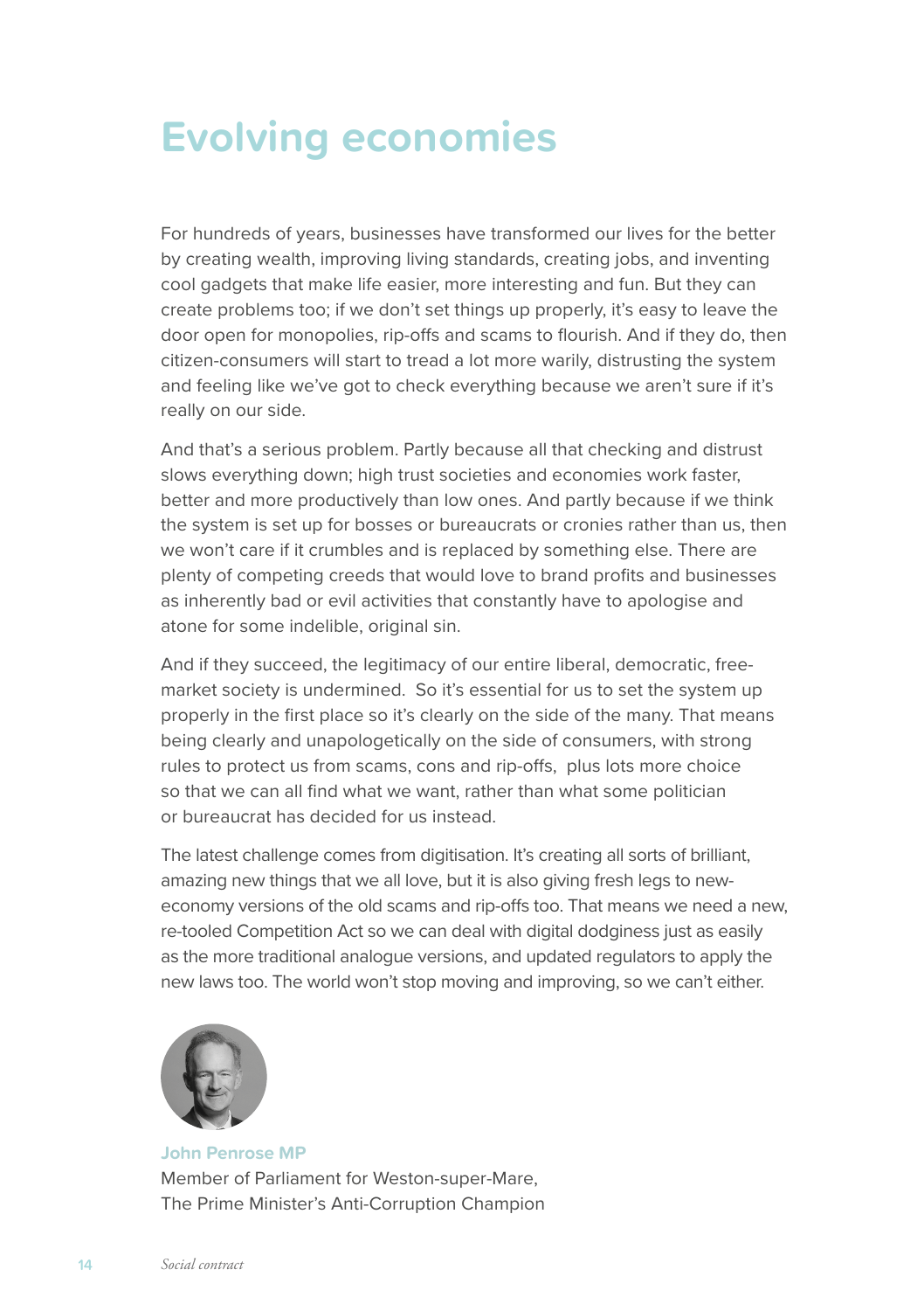# Evolving economies

For hundreds of years, businesses have transformed our lives for the better by creating wealth, improving living standards, creating jobs, and inventing cool gadgets that make life easier, more interesting and fun. But they can create problems too; if we don't set things up properly, it's easy to leave the door open for monopolies, rip-offs and scams to flourish. And if they do, then citizen-consumers will start to tread a lot more warily, distrusting the system and feeling like we've got to check everything because we aren't sure if it's really on our side.

And that's a serious problem. Partly because all that checking and distrust slows everything down; high trust societies and economies work faster, better and more productively than low ones. And partly because if we think the system is set up for bosses or bureaucrats or cronies rather than us, then we won't care if it crumbles and is replaced by something else. There are plenty of competing creeds that would love to brand profits and businesses as inherently bad or evil activities that constantly have to apologise and atone for some indelible, original sin.

And if they succeed, the legitimacy of our entire liberal, democratic, free-market society is undermined. So it's essential for us to set the system up properly in the first place so it's clearly on the side of the many. That means being clearly and unapologetically on the side of consumers, with strong rules to protect us from scams, cons and rip-offs, plus lots more choice so that we can all find what we want, rather than what some politician or bureaucrat has decided for us instead.

The latest challenge comes from digitisation. It's creating all sorts of brilliant, amazing new things that we all love, but it is also giving fresh legs to new-economy versions of the old scams and rip-offs too. That means we need a new, re-tooled Competition Act so we can deal with digital dodginess just as easily as the more traditional analogue versions, and updated regulators to apply the new laws too. The world won't stop moving and improving, so we can't either.

**John Penrose MP**
Member of Parliament for Weston-super-Mare,
The Prime Minister's Anti-Corruption Champion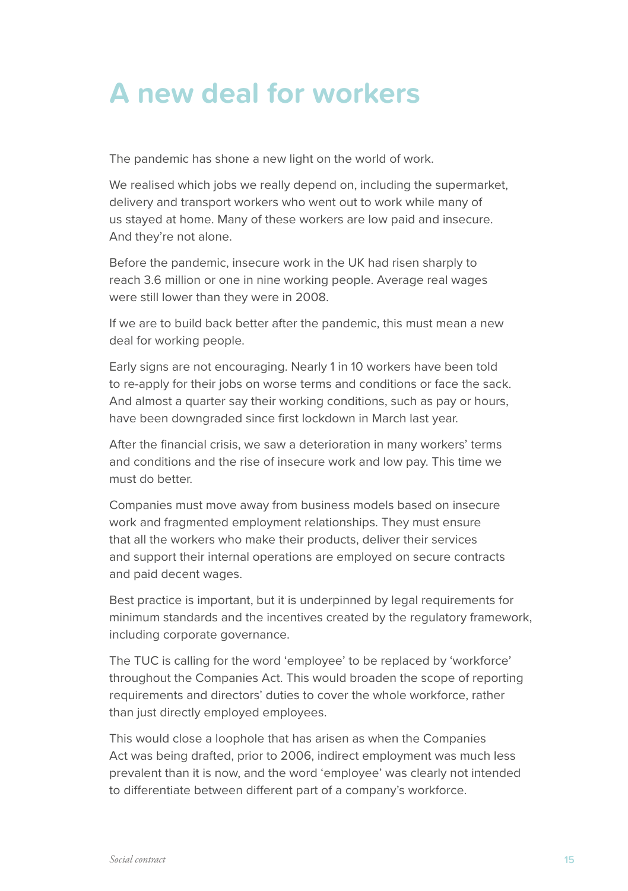# A new deal for workers

The pandemic has shone a new light on the world of work.

We realised which jobs we really depend on, including the supermarket, delivery and transport workers who went out to work while many of us stayed at home. Many of these workers are low paid and insecure. And they're not alone.

Before the pandemic, insecure work in the UK had risen sharply to reach 3.6 million or one in nine working people. Average real wages were still lower than they were in 2008.

If we are to build back better after the pandemic, this must mean a new deal for working people.

Early signs are not encouraging. Nearly 1 in 10 workers have been told to re-apply for their jobs on worse terms and conditions or face the sack. And almost a quarter say their working conditions, such as pay or hours, have been downgraded since first lockdown in March last year.

After the financial crisis, we saw a deterioration in many workers' terms and conditions and the rise of insecure work and low pay. This time we must do better.

Companies must move away from business models based on insecure work and fragmented employment relationships. They must ensure that all the workers who make their products, deliver their services and support their internal operations are employed on secure contracts and paid decent wages.

Best practice is important, but it is underpinned by legal requirements for minimum standards and the incentives created by the regulatory framework, including corporate governance.

The TUC is calling for the word 'employee' to be replaced by 'workforce' throughout the Companies Act. This would broaden the scope of reporting requirements and directors' duties to cover the whole workforce, rather than just directly employed employees.

This would close a loophole that has arisen as when the Companies Act was being drafted, prior to 2006, indirect employment was much less prevalent than it is now, and the word 'employee' was clearly not intended to differentiate between different part of a company's workforce.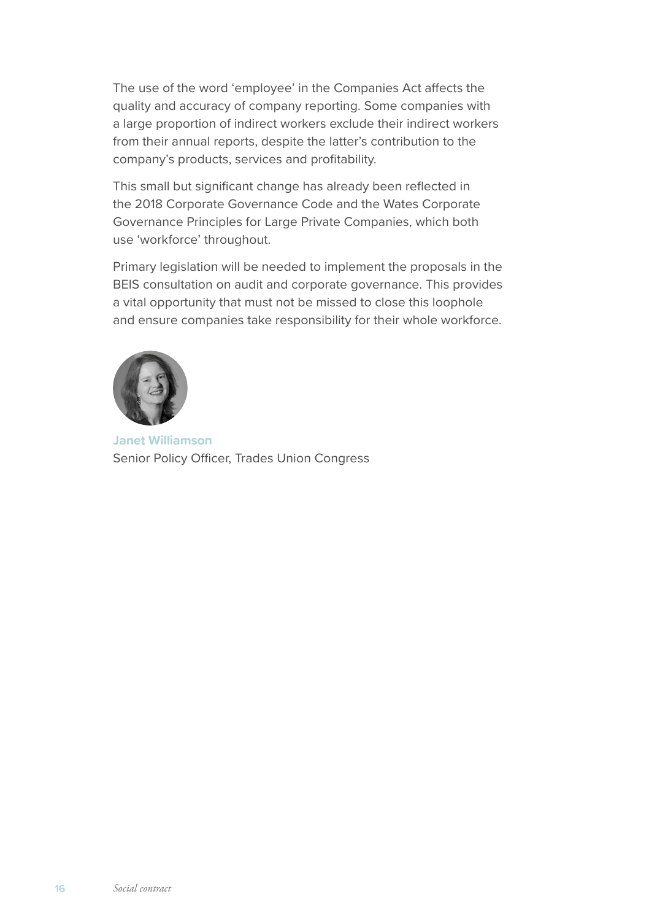The use of the word 'employee' in the Companies Act affects the quality and accuracy of company reporting. Some companies with a large proportion of indirect workers exclude their indirect workers from their annual reports, despite the latter's contribution to the company's products, services and profitability.

This small but significant change has already been reflected in the 2018 Corporate Governance Code and the Wates Corporate Governance Principles for Large Private Companies, which both use 'workforce' throughout.

Primary legislation will be needed to implement the proposals in the BEIS consultation on audit and corporate governance. This provides a vital opportunity that must not be missed to close this loophole and ensure companies take responsibility for their whole workforce.

**Janet Williamson**
Senior Policy Officer, Trades Union Congress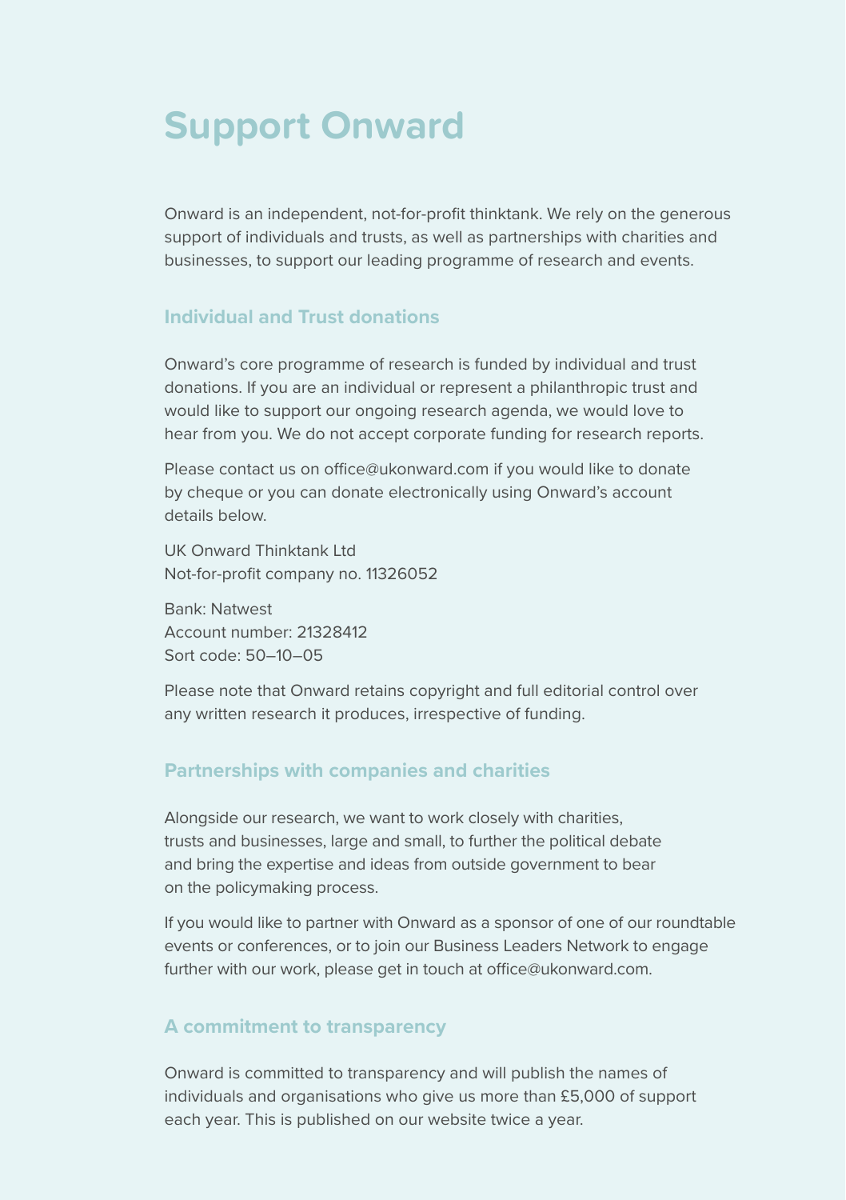# Support Onward

Onward is an independent, not-for-profit thinktank. We rely on the generous support of individuals and trusts, as well as partnerships with charities and businesses, to support our leading programme of research and events.

## Individual and Trust donations

Onward's core programme of research is funded by individual and trust donations. If you are an individual or represent a philanthropic trust and would like to support our ongoing research agenda, we would love to hear from you. We do not accept corporate funding for research reports.

Please contact us on office@ukonward.com if you would like to donate by cheque or you can donate electronically using Onward's account details below.

UK Onward Thinktank Ltd
Not-for-profit company no. 11326052

Bank: Natwest
Account number: 21328412
Sort code: 50–10–05

Please note that Onward retains copyright and full editorial control over any written research it produces, irrespective of funding.

## Partnerships with companies and charities

Alongside our research, we want to work closely with charities, trusts and businesses, large and small, to further the political debate and bring the expertise and ideas from outside government to bear on the policymaking process.

If you would like to partner with Onward as a sponsor of one of our roundtable events or conferences, or to join our Business Leaders Network to engage further with our work, please get in touch at office@ukonward.com.

## A commitment to transparency

Onward is committed to transparency and will publish the names of individuals and organisations who give us more than £5,000 of support each year. This is published on our website twice a year.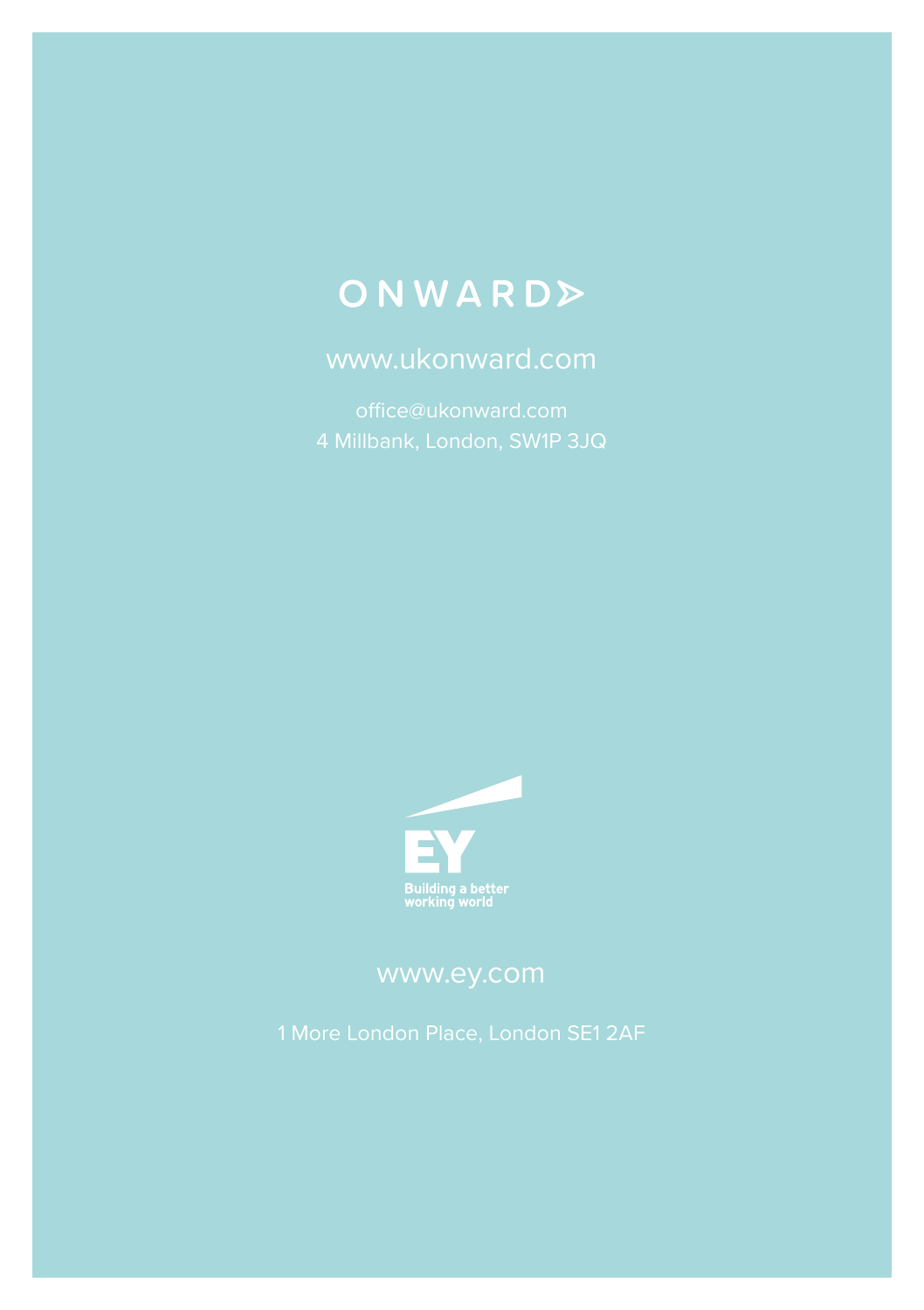ONWARD

www.ukonward.com

office@ukonward.com
4 Millbank, London, SW1P 3JQ

EY
Building a better working world

www.ey.com

1 More London Place, London SE1 2AF